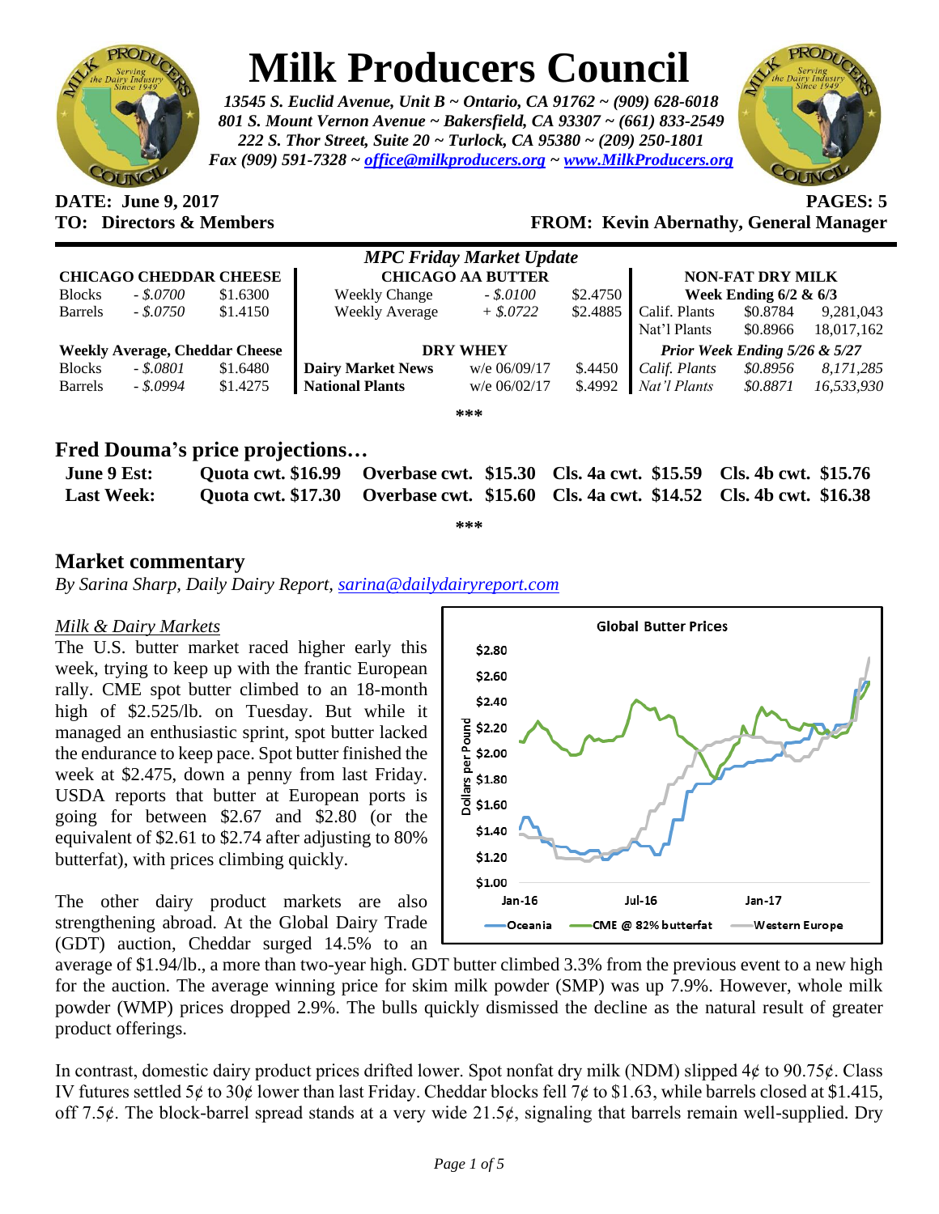# Milk Producers Council

*13545 S. Euclid Avenue, Unit B ~ Ontario, CA 91762 ~ (909) 628-6018*
*801 S. Mount Vernon Avenue ~ Bakersfield, CA 93307 ~ (661) 833-2549*
*222 S. Thor Street, Suite 20 ~ Turlock, CA 95380 ~ (209) 250-1801*
*Fax (909) 591-7328 ~ office@milkproducers.org ~ www.MilkProducers.org*

**DATE: June 9, 2017** **PAGES: 5**
**TO: Directors & Members** **FROM: Kevin Abernathy, General Manager**

## *MPC Friday Market Update*

| **CHICAGO CHEDDAR CHEESE** | | | **CHICAGO AA BUTTER** | | | **NON-FAT DRY MILK** | | |
|---|---|---|---|---|---|---|---|---|
| | | | | | | **Week Ending 6/2 & 6/3** | | |
| Blocks | *- $.0700* | $1.6300 | Weekly Change | *- $.0100* | $2.4750 | Calif. Plants | $0.8784 | 9,281,043 |
| Barrels | *- $.0750* | $1.4150 | Weekly Average | *+ $.0722* | $2.4885 | Nat'l Plants | $0.8966 | 18,017,162 |
| **Weekly Average, Cheddar Cheese** | | | **DRY WHEY** | | | ***Prior Week Ending 5/26 & 5/27*** | | |
| Blocks | *- $.0801* | $1.6480 | **Dairy Market News** | w/e 06/09/17 | $.4450 | *Calif. Plants* | *$0.8956* | *8,171,285* |
| Barrels | *- $.0994* | $1.4275 | **National Plants** | w/e 06/02/17 | $.4992 | *Nat'l Plants* | *$0.8871* | *16,533,930* |

***

## Fred Douma's price projections…

| | | | | |
|---|---|---|---|---|
| **June 9 Est:** | **Quota cwt. $16.99** | **Overbase cwt. $15.30** | **Cls. 4a cwt. $15.59** | **Cls. 4b cwt. $15.76** |
| **Last Week:** | **Quota cwt. $17.30** | **Overbase cwt. $15.60** | **Cls. 4a cwt. $14.52** | **Cls. 4b cwt. $16.38** |

***

## Market commentary

*By Sarina Sharp, Daily Dairy Report, sarina@dailydairyreport.com*

### *Milk & Dairy Markets*

The U.S. butter market raced higher early this week, trying to keep up with the frantic European rally. CME spot butter climbed to an 18-month high of $2.525/lb. on Tuesday. But while it managed an enthusiastic sprint, spot butter lacked the endurance to keep pace. Spot butter finished the week at $2.475, down a penny from last Friday. USDA reports that butter at European ports is going for between $2.67 and $2.80 (or the equivalent of $2.61 to $2.74 after adjusting to 80% butterfat), with prices climbing quickly.

The other dairy product markets are also strengthening abroad. At the Global Dairy Trade (GDT) auction, Cheddar surged 14.5% to an average of $1.94/lb., a more than two-year high. GDT butter climbed 3.3% from the previous event to a new high for the auction. The average winning price for skim milk powder (SMP) was up 7.9%. However, whole milk powder (WMP) prices dropped 2.9%. The bulls quickly dismissed the decline as the natural result of greater product offerings.

In contrast, domestic dairy product prices drifted lower. Spot nonfat dry milk (NDM) slipped 4¢ to 90.75¢. Class IV futures settled 5¢ to 30¢ lower than last Friday. Cheddar blocks fell 7¢ to $1.63, while barrels closed at $1.415, off 7.5¢. The block-barrel spread stands at a very wide 21.5¢, signaling that barrels remain well-supplied. Dry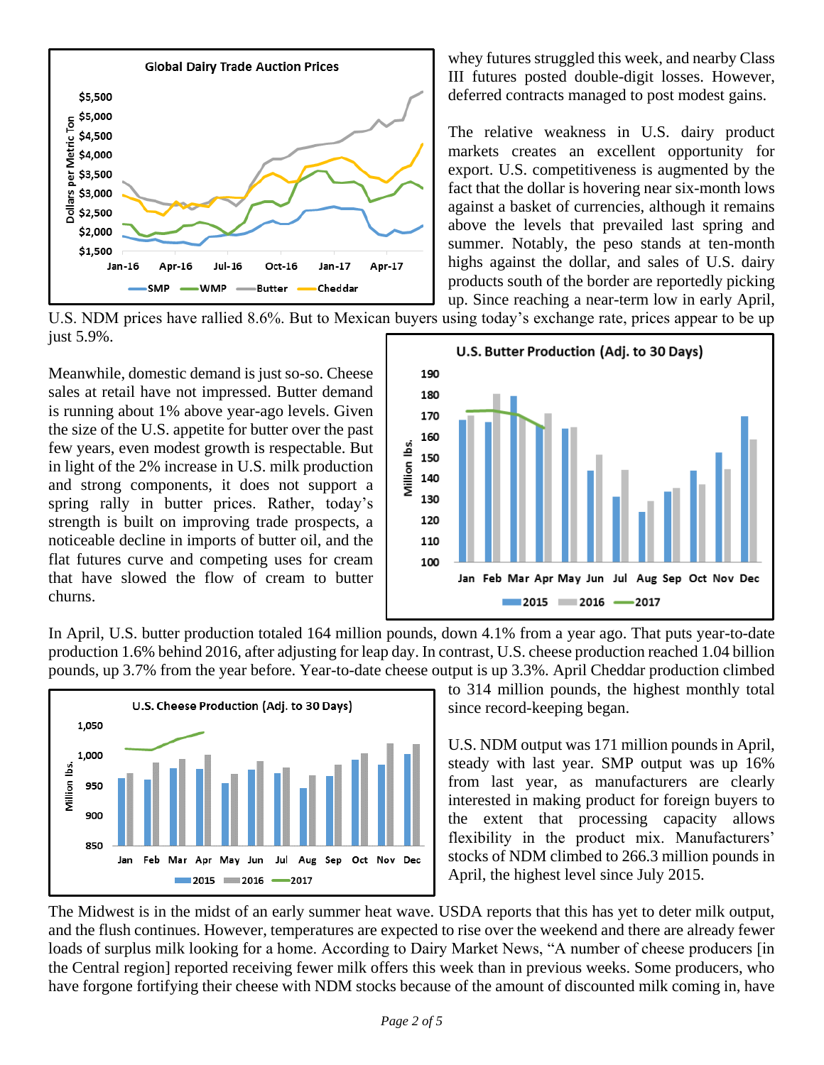whey futures struggled this week, and nearby Class III futures posted double-digit losses. However, deferred contracts managed to post modest gains.

The relative weakness in U.S. dairy product markets creates an excellent opportunity for export. U.S. competitiveness is augmented by the fact that the dollar is hovering near six-month lows against a basket of currencies, although it remains above the levels that prevailed last spring and summer. Notably, the peso stands at ten-month highs against the dollar, and sales of U.S. dairy products south of the border are reportedly picking up. Since reaching a near-term low in early April, U.S. NDM prices have rallied 8.6%. But to Mexican buyers using today's exchange rate, prices appear to be up just 5.9%.

Meanwhile, domestic demand is just so-so. Cheese sales at retail have not impressed. Butter demand is running about 1% above year-ago levels. Given the size of the U.S. appetite for butter over the past few years, even modest growth is respectable. But in light of the 2% increase in U.S. milk production and strong components, it does not support a spring rally in butter prices. Rather, today's strength is built on improving trade prospects, a noticeable decline in imports of butter oil, and the flat futures curve and competing uses for cream that have slowed the flow of cream to butter churns.

In April, U.S. butter production totaled 164 million pounds, down 4.1% from a year ago. That puts year-to-date production 1.6% behind 2016, after adjusting for leap day. In contrast, U.S. cheese production reached 1.04 billion pounds, up 3.7% from the year before. Year-to-date cheese output is up 3.3%. April Cheddar production climbed to 314 million pounds, the highest monthly total since record-keeping began.

U.S. NDM output was 171 million pounds in April, steady with last year. SMP output was up 16% from last year, as manufacturers are clearly interested in making product for foreign buyers to the extent that processing capacity allows flexibility in the product mix. Manufacturers' stocks of NDM climbed to 266.3 million pounds in April, the highest level since July 2015.

The Midwest is in the midst of an early summer heat wave. USDA reports that this has yet to deter milk output, and the flush continues. However, temperatures are expected to rise over the weekend and there are already fewer loads of surplus milk looking for a home. According to Dairy Market News, "A number of cheese producers [in the Central region] reported receiving fewer milk offers this week than in previous weeks. Some producers, who have forgone fortifying their cheese with NDM stocks because of the amount of discounted milk coming in, have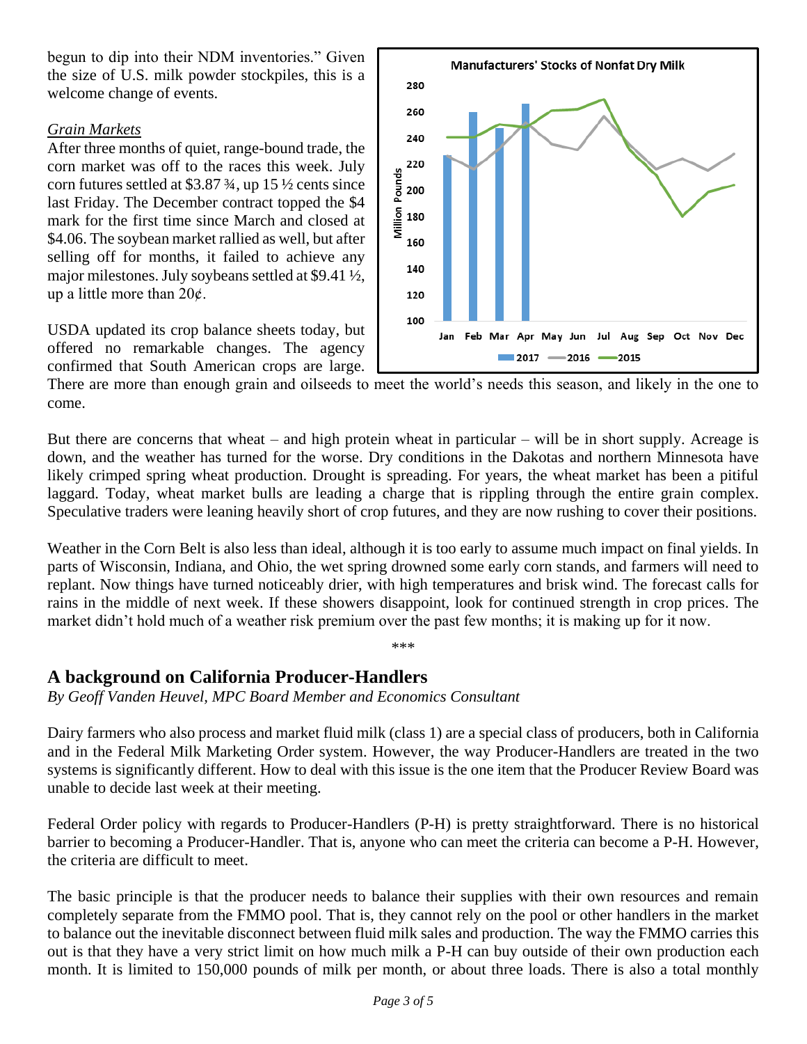begun to dip into their NDM inventories." Given the size of U.S. milk powder stockpiles, this is a welcome change of events.

*Grain Markets*

After three months of quiet, range-bound trade, the corn market was off to the races this week. July corn futures settled at $3.87 ¾, up 15 ½ cents since last Friday. The December contract topped the $4 mark for the first time since March and closed at $4.06. The soybean market rallied as well, but after selling off for months, it failed to achieve any major milestones. July soybeans settled at $9.41 ½, up a little more than 20¢.

USDA updated its crop balance sheets today, but offered no remarkable changes. The agency confirmed that South American crops are large. There are more than enough grain and oilseeds to meet the world's needs this season, and likely in the one to come.

But there are concerns that wheat – and high protein wheat in particular – will be in short supply. Acreage is down, and the weather has turned for the worse. Dry conditions in the Dakotas and northern Minnesota have likely crimped spring wheat production. Drought is spreading. For years, the wheat market has been a pitiful laggard. Today, wheat market bulls are leading a charge that is rippling through the entire grain complex. Speculative traders were leaning heavily short of crop futures, and they are now rushing to cover their positions.

Weather in the Corn Belt is also less than ideal, although it is too early to assume much impact on final yields. In parts of Wisconsin, Indiana, and Ohio, the wet spring drowned some early corn stands, and farmers will need to replant. Now things have turned noticeably drier, with high temperatures and brisk wind. The forecast calls for rains in the middle of next week. If these showers disappoint, look for continued strength in crop prices. The market didn't hold much of a weather risk premium over the past few months; it is making up for it now.

\*\*\*

## A background on California Producer-Handlers

*By Geoff Vanden Heuvel, MPC Board Member and Economics Consultant*

Dairy farmers who also process and market fluid milk (class 1) are a special class of producers, both in California and in the Federal Milk Marketing Order system. However, the way Producer-Handlers are treated in the two systems is significantly different. How to deal with this issue is the one item that the Producer Review Board was unable to decide last week at their meeting.

Federal Order policy with regards to Producer-Handlers (P-H) is pretty straightforward. There is no historical barrier to becoming a Producer-Handler. That is, anyone who can meet the criteria can become a P-H. However, the criteria are difficult to meet.

The basic principle is that the producer needs to balance their supplies with their own resources and remain completely separate from the FMMO pool. That is, they cannot rely on the pool or other handlers in the market to balance out the inevitable disconnect between fluid milk sales and production. The way the FMMO carries this out is that they have a very strict limit on how much milk a P-H can buy outside of their own production each month. It is limited to 150,000 pounds of milk per month, or about three loads. There is also a total monthly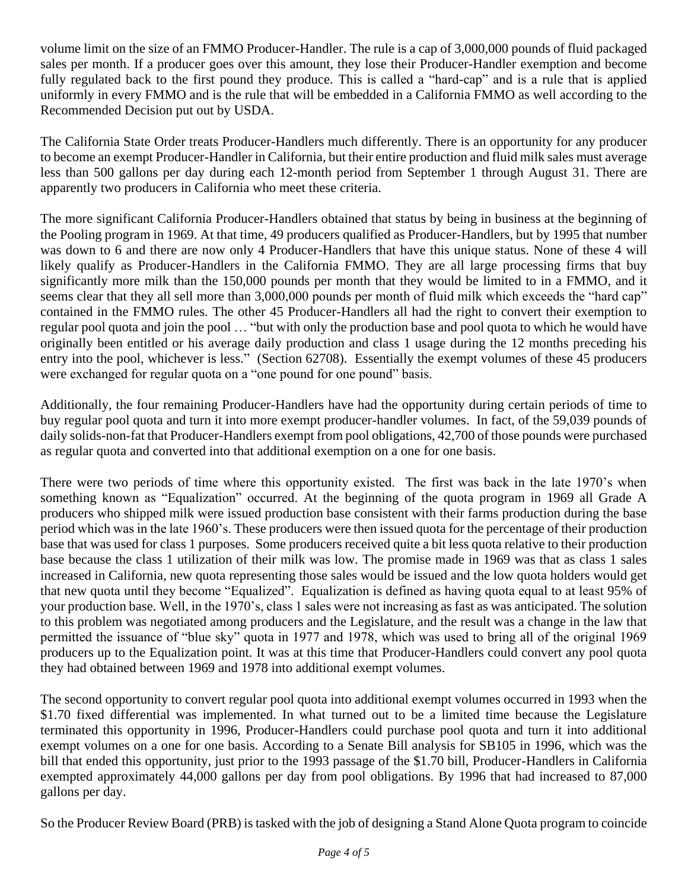volume limit on the size of an FMMO Producer-Handler. The rule is a cap of 3,000,000 pounds of fluid packaged sales per month. If a producer goes over this amount, they lose their Producer-Handler exemption and become fully regulated back to the first pound they produce. This is called a "hard-cap" and is a rule that is applied uniformly in every FMMO and is the rule that will be embedded in a California FMMO as well according to the Recommended Decision put out by USDA.

The California State Order treats Producer-Handlers much differently. There is an opportunity for any producer to become an exempt Producer-Handler in California, but their entire production and fluid milk sales must average less than 500 gallons per day during each 12-month period from September 1 through August 31. There are apparently two producers in California who meet these criteria.

The more significant California Producer-Handlers obtained that status by being in business at the beginning of the Pooling program in 1969. At that time, 49 producers qualified as Producer-Handlers, but by 1995 that number was down to 6 and there are now only 4 Producer-Handlers that have this unique status. None of these 4 will likely qualify as Producer-Handlers in the California FMMO. They are all large processing firms that buy significantly more milk than the 150,000 pounds per month that they would be limited to in a FMMO, and it seems clear that they all sell more than 3,000,000 pounds per month of fluid milk which exceeds the "hard cap" contained in the FMMO rules. The other 45 Producer-Handlers all had the right to convert their exemption to regular pool quota and join the pool … "but with only the production base and pool quota to which he would have originally been entitled or his average daily production and class 1 usage during the 12 months preceding his entry into the pool, whichever is less." (Section 62708). Essentially the exempt volumes of these 45 producers were exchanged for regular quota on a "one pound for one pound" basis.

Additionally, the four remaining Producer-Handlers have had the opportunity during certain periods of time to buy regular pool quota and turn it into more exempt producer-handler volumes. In fact, of the 59,039 pounds of daily solids-non-fat that Producer-Handlers exempt from pool obligations, 42,700 of those pounds were purchased as regular quota and converted into that additional exemption on a one for one basis.

There were two periods of time where this opportunity existed. The first was back in the late 1970's when something known as "Equalization" occurred. At the beginning of the quota program in 1969 all Grade A producers who shipped milk were issued production base consistent with their farms production during the base period which was in the late 1960's. These producers were then issued quota for the percentage of their production base that was used for class 1 purposes. Some producers received quite a bit less quota relative to their production base because the class 1 utilization of their milk was low. The promise made in 1969 was that as class 1 sales increased in California, new quota representing those sales would be issued and the low quota holders would get that new quota until they become "Equalized". Equalization is defined as having quota equal to at least 95% of your production base. Well, in the 1970's, class 1 sales were not increasing as fast as was anticipated. The solution to this problem was negotiated among producers and the Legislature, and the result was a change in the law that permitted the issuance of "blue sky" quota in 1977 and 1978, which was used to bring all of the original 1969 producers up to the Equalization point. It was at this time that Producer-Handlers could convert any pool quota they had obtained between 1969 and 1978 into additional exempt volumes.

The second opportunity to convert regular pool quota into additional exempt volumes occurred in 1993 when the \$1.70 fixed differential was implemented. In what turned out to be a limited time because the Legislature terminated this opportunity in 1996, Producer-Handlers could purchase pool quota and turn it into additional exempt volumes on a one for one basis. According to a Senate Bill analysis for SB105 in 1996, which was the bill that ended this opportunity, just prior to the 1993 passage of the \$1.70 bill, Producer-Handlers in California exempted approximately 44,000 gallons per day from pool obligations. By 1996 that had increased to 87,000 gallons per day.

So the Producer Review Board (PRB) is tasked with the job of designing a Stand Alone Quota program to coincide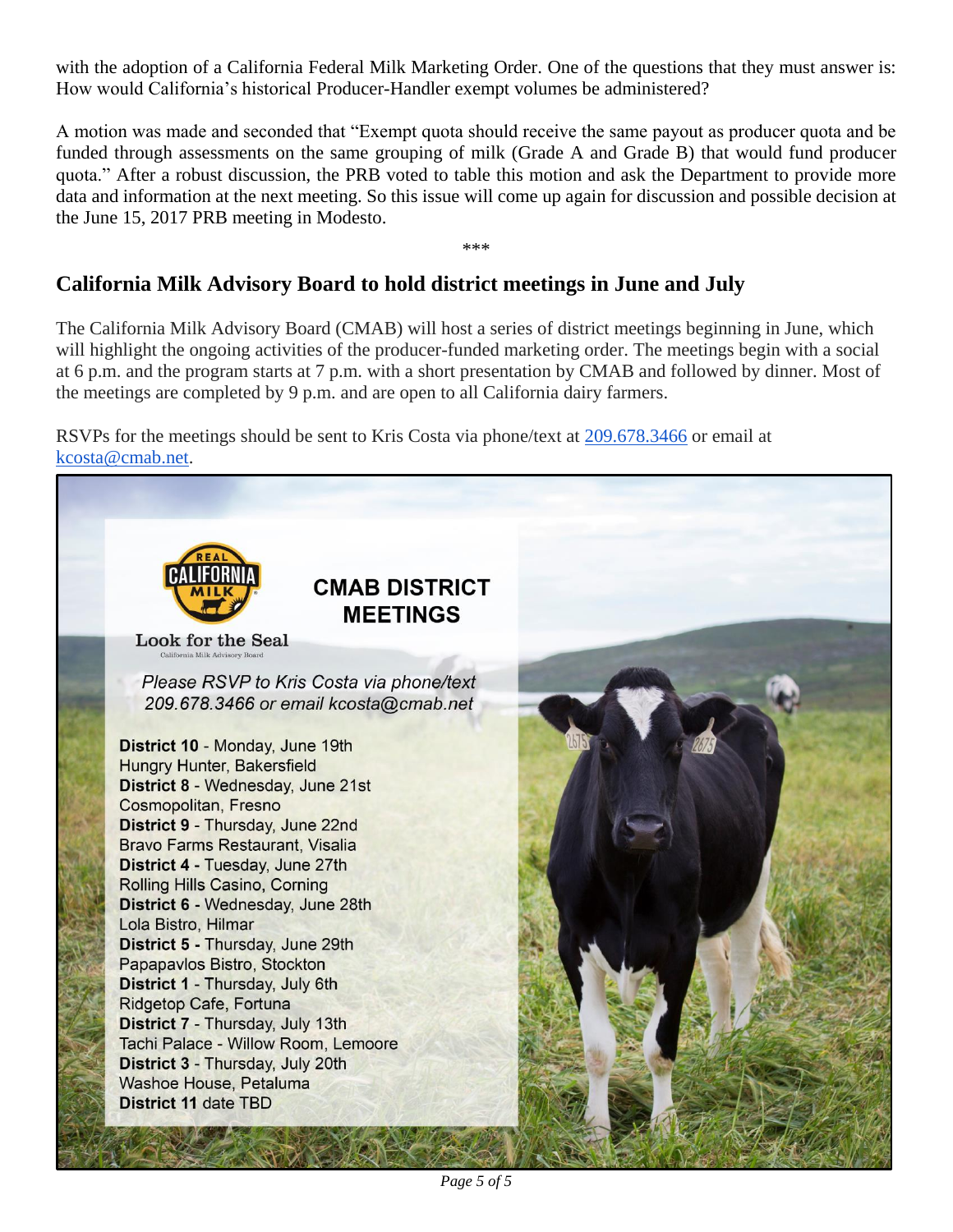with the adoption of a California Federal Milk Marketing Order. One of the questions that they must answer is: How would California's historical Producer-Handler exempt volumes be administered?

A motion was made and seconded that "Exempt quota should receive the same payout as producer quota and be funded through assessments on the same grouping of milk (Grade A and Grade B) that would fund producer quota." After a robust discussion, the PRB voted to table this motion and ask the Department to provide more data and information at the next meeting. So this issue will come up again for discussion and possible decision at the June 15, 2017 PRB meeting in Modesto.

***

## California Milk Advisory Board to hold district meetings in June and July

The California Milk Advisory Board (CMAB) will host a series of district meetings beginning in June, which will highlight the ongoing activities of the producer-funded marketing order. The meetings begin with a social at 6 p.m. and the program starts at 7 p.m. with a short presentation by CMAB and followed by dinner. Most of the meetings are completed by 9 p.m. and are open to all California dairy farmers.

RSVPs for the meetings should be sent to Kris Costa via phone/text at 209.678.3466 or email at kcosta@cmab.net.

**CMAB DISTRICT MEETINGS**

Look for the Seal

*Please RSVP to Kris Costa via phone/text 209.678.3466 or email kcosta@cmab.net*

**District 10** - Monday, June 19th
Hungry Hunter, Bakersfield
**District 8** - Wednesday, June 21st
Cosmopolitan, Fresno
**District 9** - Thursday, June 22nd
Bravo Farms Restaurant, Visalia
**District 4** - Tuesday, June 27th
Rolling Hills Casino, Corning
**District 6** - Wednesday, June 28th
Lola Bistro, Hilmar
**District 5** - Thursday, June 29th
Papapavlos Bistro, Stockton
**District 1** - Thursday, July 6th
Ridgetop Cafe, Fortuna
**District 7** - Thursday, July 13th
Tachi Palace - Willow Room, Lemoore
**District 3** - Thursday, July 20th
Washoe House, Petaluma
**District 11** date TBD